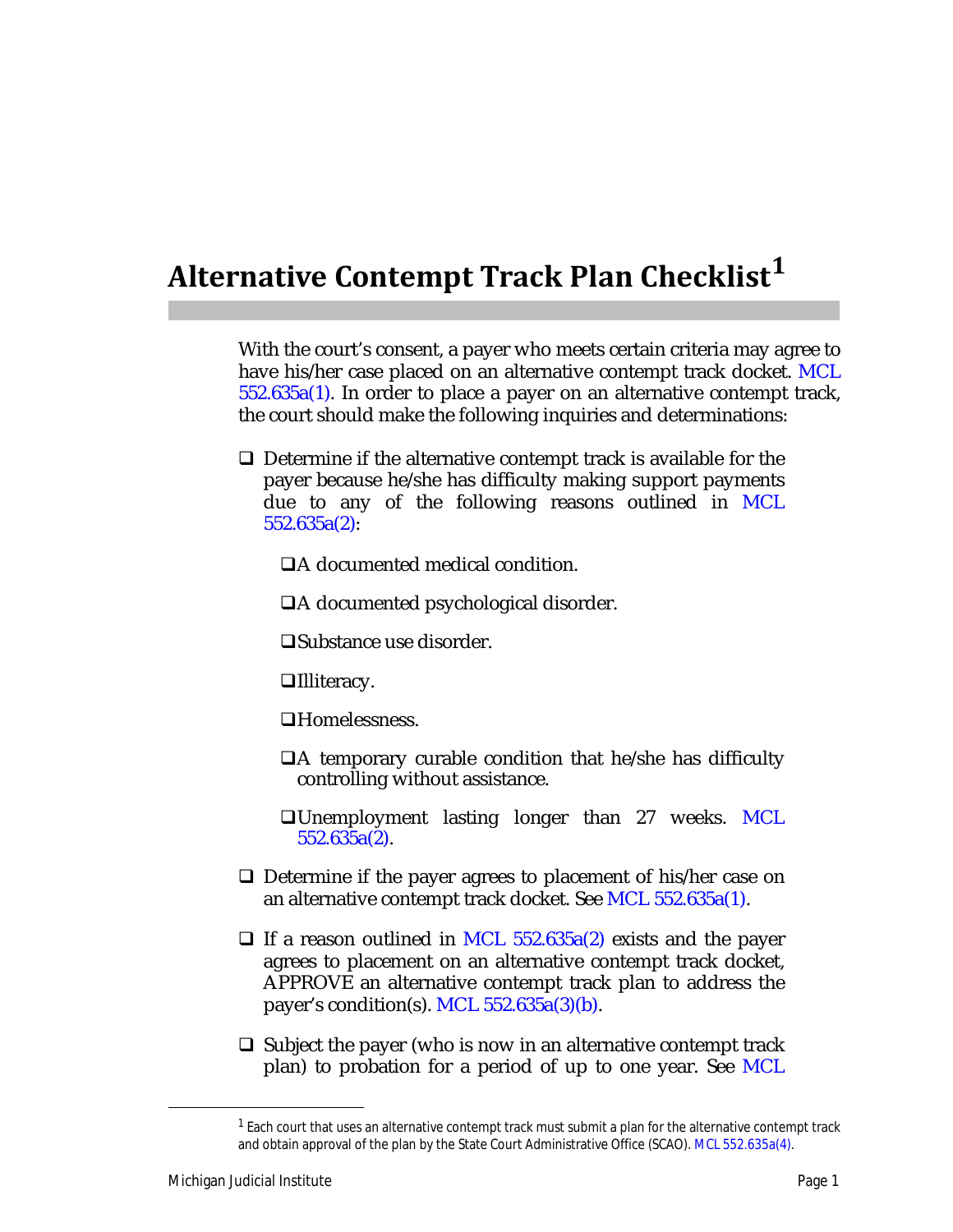# Alternative Contempt Track Plan Checklist[1]

With the court's consent, a payer who meets certain criteria may agree to have his/her case placed on an alternative contempt track docket. MCL 552.635a(1). In order to place a payer on an alternative contempt track, the court should make the following inquiries and determinations:

- ❑ Determine if the alternative contempt track is available for the payer because he/she has difficulty making support payments due to any of the following reasons outlined in MCL 552.635a(2):
  - ❑ A documented medical condition.
  - ❑ A documented psychological disorder.
  - ❑ Substance use disorder.
  - ❑ Illiteracy.
  - ❑ Homelessness.
  - ❑ A temporary curable condition that he/she has difficulty controlling without assistance.
  - ❑ Unemployment lasting longer than 27 weeks. MCL 552.635a(2).
- ❑ Determine if the payer agrees to placement of his/her case on an alternative contempt track docket. See MCL 552.635a(1).
- ❑ If a reason outlined in MCL 552.635a(2) exists and the payer agrees to placement on an alternative contempt track docket, APPROVE an alternative contempt track plan to address the payer's condition(s). MCL 552.635a(3)(b).
- ❑ Subject the payer (who is now in an alternative contempt track plan) to probation for a period of up to one year. See MCL

[1] Each court that uses an alternative contempt track must submit a plan for the alternative contempt track and obtain approval of the plan by the State Court Administrative Office (SCAO). MCL 552.635a(4).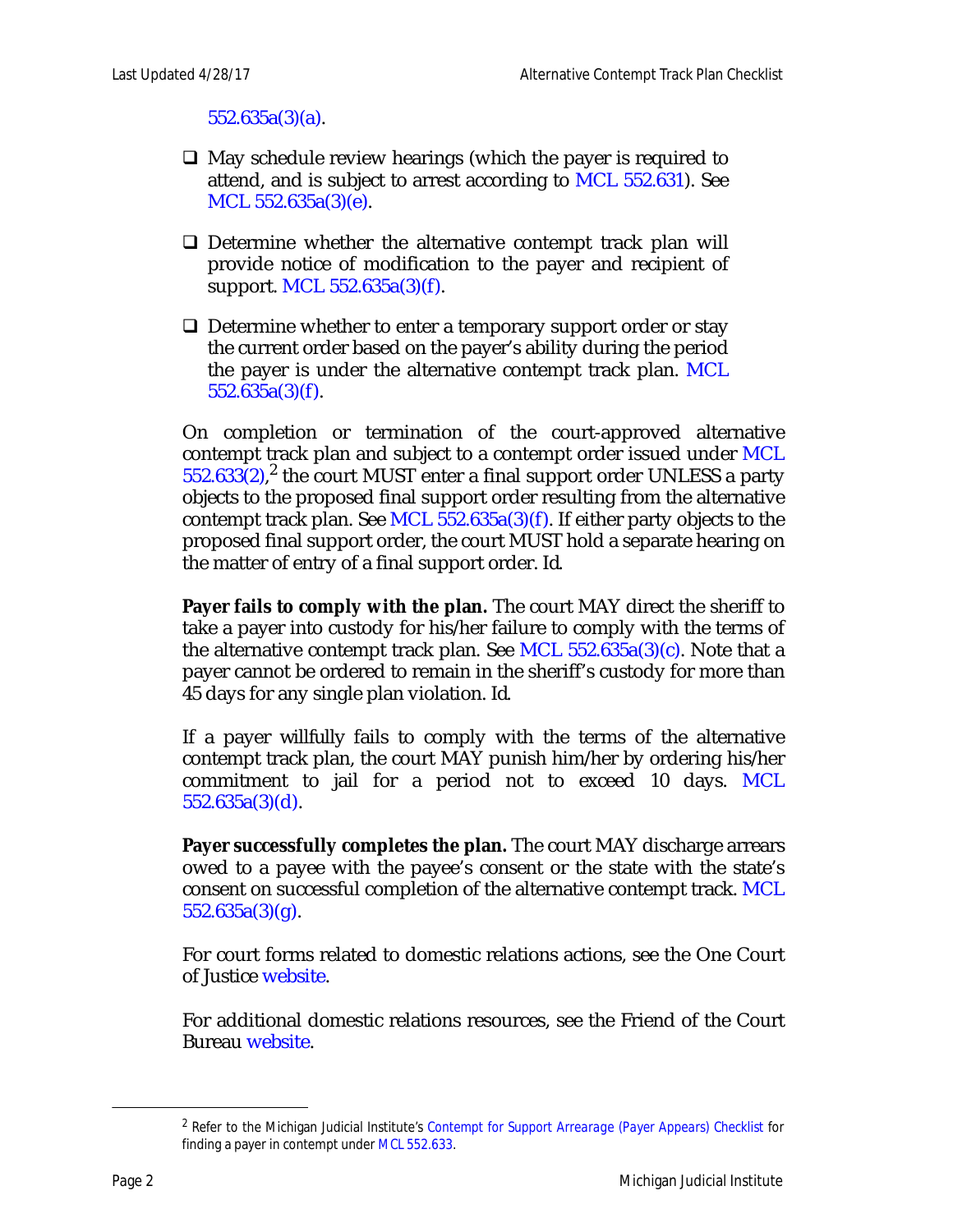552.635a(3)(a).

- May schedule review hearings (which the payer is required to attend, and is subject to arrest according to MCL 552.631). See MCL 552.635a(3)(e).

- Determine whether the alternative contempt track plan will provide notice of modification to the payer and recipient of support. MCL 552.635a(3)(f).

- Determine whether to enter a temporary support order or stay the current order based on the payer's ability during the period the payer is under the alternative contempt track plan. MCL 552.635a(3)(f).

On completion or termination of the court-approved alternative contempt track plan and subject to a contempt order issued under MCL 552.633(2),[2] the court MUST enter a final support order UNLESS a party objects to the proposed final support order resulting from the alternative contempt track plan. See MCL 552.635a(3)(f). If either party objects to the proposed final support order, the court MUST hold a separate hearing on the matter of entry of a final support order. Id.

**Payer fails to comply with the plan.** The court MAY direct the sheriff to take a payer into custody for his/her failure to comply with the terms of the alternative contempt track plan. See MCL 552.635a(3)(c). Note that a payer cannot be ordered to remain in the sheriff's custody for more than 45 days for any single plan violation. Id.

If a payer willfully fails to comply with the terms of the alternative contempt track plan, the court MAY punish him/her by ordering his/her commitment to jail for a period not to exceed 10 days. MCL 552.635a(3)(d).

**Payer successfully completes the plan.** The court MAY discharge arrears owed to a payee with the payee's consent or the state with the state's consent on successful completion of the alternative contempt track. MCL 552.635a(3)(g).

For court forms related to domestic relations actions, see the One Court of Justice website.

For additional domestic relations resources, see the Friend of the Court Bureau website.

---

[2] Refer to the Michigan Judicial Institute's Contempt for Support Arrearage (Payer Appears) Checklist for finding a payer in contempt under MCL 552.633.